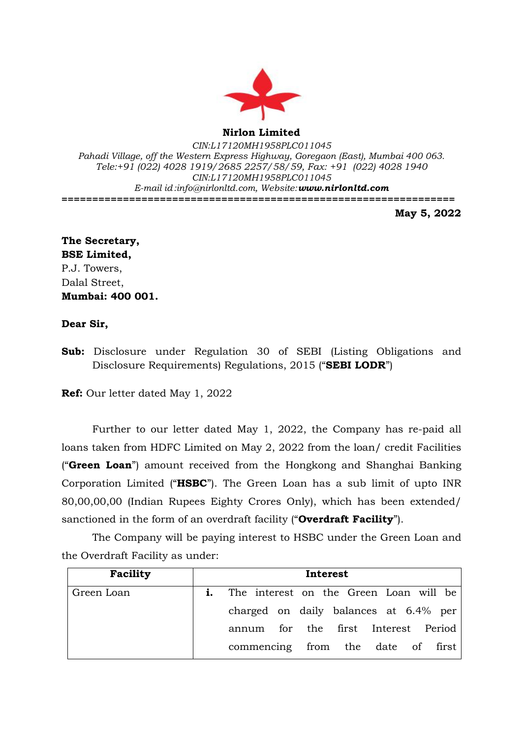**Nirlon Limited**

*CIN:L17120MH1958PLC011045*
*Pahadi Village, off the Western Express Highway, Goregaon (East), Mumbai 400 063.*
*Tele:+91 (022) 4028 1919/2685 2257/58/59, Fax: +91 (022) 4028 1940*
*CIN:L17120MH1958PLC011045*
*E-mail id :info@nirlonltd.com, Website:* ***www.nirlonltd.com***

==================================================================

**May 5, 2022**

**The Secretary,**
**BSE Limited,**
P.J. Towers,
Dalal Street,
**Mumbai: 400 001.**

**Dear Sir,**

**Sub:** Disclosure under Regulation 30 of SEBI (Listing Obligations and Disclosure Requirements) Regulations, 2015 ("**SEBI LODR**")

**Ref:** Our letter dated May 1, 2022

Further to our letter dated May 1, 2022, the Company has re-paid all loans taken from HDFC Limited on May 2, 2022 from the loan/ credit Facilities ("**Green Loan**") amount received from the Hongkong and Shanghai Banking Corporation Limited ("**HSBC**"). The Green Loan has a sub limit of upto INR 80,00,00,00 (Indian Rupees Eighty Crores Only), which has been extended/ sanctioned in the form of an overdraft facility ("**Overdraft Facility**").

The Company will be paying interest to HSBC under the Green Loan and the Overdraft Facility as under:

| Facility | Interest |
|---|---|
| Green Loan | **i.** The interest on the Green Loan will be charged on daily balances at 6.4% per annum for the first Interest Period commencing from the date of first |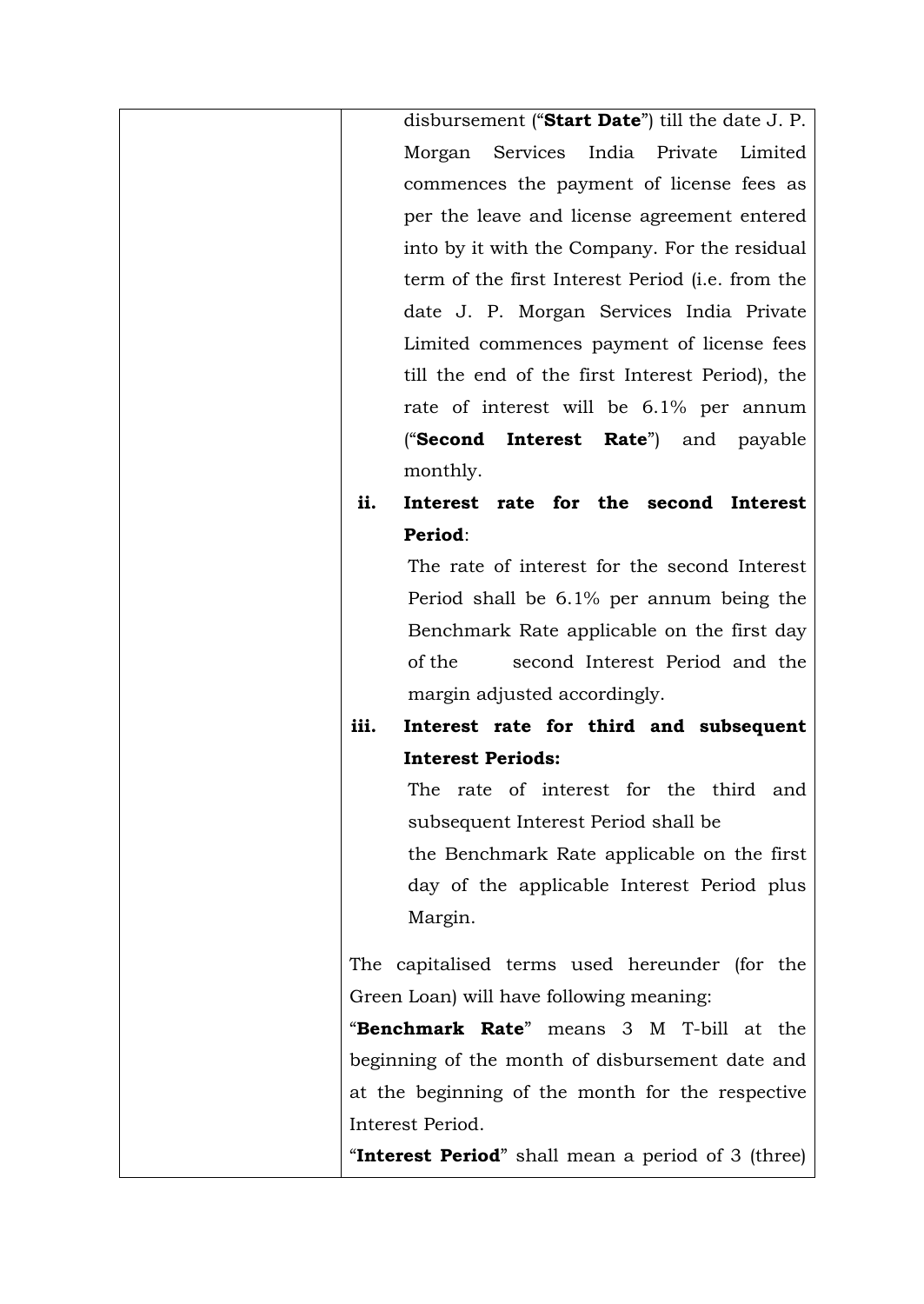| | |
|---|---|
| | disbursement ("**Start Date**") till the date J. P. Morgan Services India Private Limited commences the payment of license fees as per the leave and license agreement entered into by it with the Company. For the residual term of the first Interest Period (i.e. from the date J. P. Morgan Services India Private Limited commences payment of license fees till the end of the first Interest Period), the rate of interest will be 6.1% per annum ("**Second Interest Rate**") and payable monthly.<br><br>**ii. Interest rate for the second Interest Period**:<br>The rate of interest for the second Interest Period shall be 6.1% per annum being the Benchmark Rate applicable on the first day of the second Interest Period and the margin adjusted accordingly.<br><br>**iii. Interest rate for third and subsequent Interest Periods:**<br>The rate of interest for the third and subsequent Interest Period shall be the Benchmark Rate applicable on the first day of the applicable Interest Period plus Margin.<br><br>The capitalised terms used hereunder (for the Green Loan) will have following meaning:<br>"**Benchmark Rate**" means 3 M T-bill at the beginning of the month of disbursement date and at the beginning of the month for the respective Interest Period.<br>"**Interest Period**" shall mean a period of 3 (three) |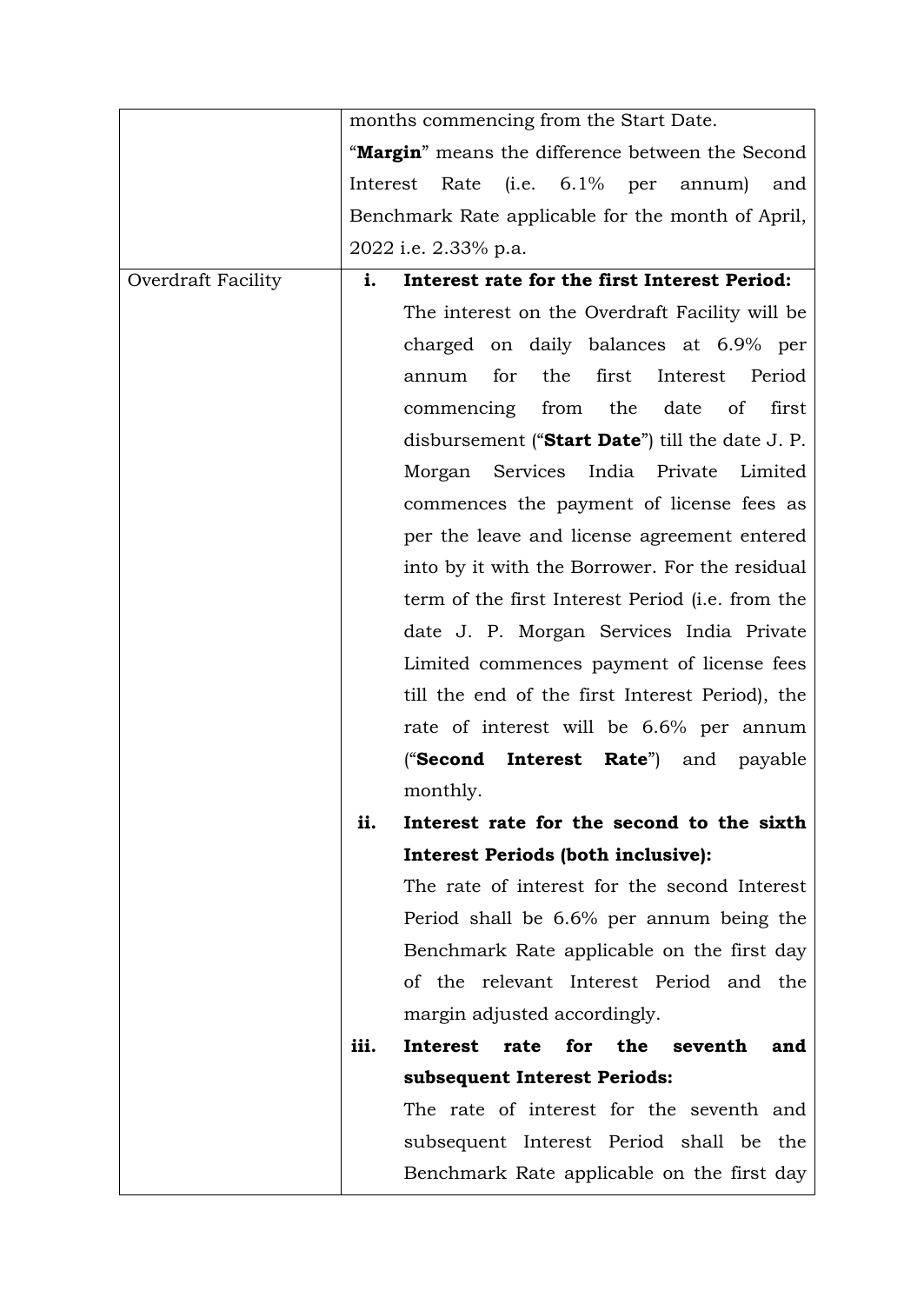| | |
|---|---|
| | months commencing from the Start Date.<br>"**Margin**" means the difference between the Second Interest Rate (i.e. 6.1% per annum) and Benchmark Rate applicable for the month of April, 2022 i.e. 2.33% p.a. |
| Overdraft Facility | **i. Interest rate for the first Interest Period:**<br>The interest on the Overdraft Facility will be charged on daily balances at 6.9% per annum for the first Interest Period commencing from the date of first disbursement ("**Start Date**") till the date J. P. Morgan Services India Private Limited commences the payment of license fees as per the leave and license agreement entered into by it with the Borrower. For the residual term of the first Interest Period (i.e. from the date J. P. Morgan Services India Private Limited commences payment of license fees till the end of the first Interest Period), the rate of interest will be 6.6% per annum ("**Second Interest Rate**") and payable monthly.<br>**ii. Interest rate for the second to the sixth Interest Periods (both inclusive):**<br>The rate of interest for the second Interest Period shall be 6.6% per annum being the Benchmark Rate applicable on the first day of the relevant Interest Period and the margin adjusted accordingly.<br>**iii. Interest rate for the seventh and subsequent Interest Periods:**<br>The rate of interest for the seventh and subsequent Interest Period shall be the Benchmark Rate applicable on the first day |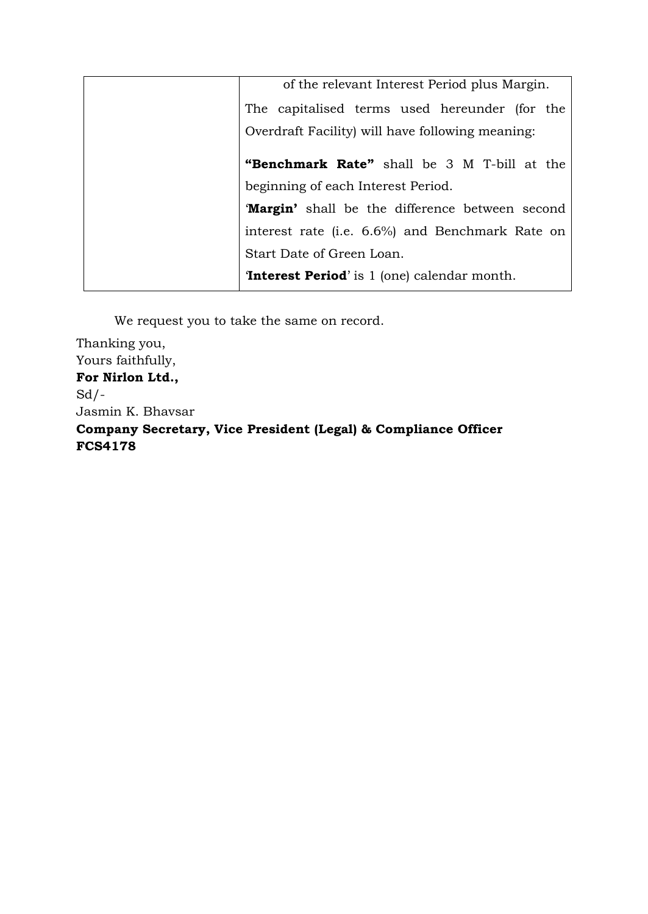| | |
|---|---|
| | of the relevant Interest Period plus Margin.<br><br>The capitalised terms used hereunder (for the Overdraft Facility) will have following meaning:<br><br>**"Benchmark Rate"** shall be 3 M T-bill at the beginning of each Interest Period.<br><br>'**Margin'** shall be the difference between second interest rate (i.e. 6.6%) and Benchmark Rate on Start Date of Green Loan.<br><br>'**Interest Period**' is 1 (one) calendar month. |

We request you to take the same on record.

Thanking you,
Yours faithfully,
**For Nirlon Ltd.,**
Sd/-
Jasmin K. Bhavsar
**Company Secretary, Vice President (Legal) & Compliance Officer**
**FCS4178**